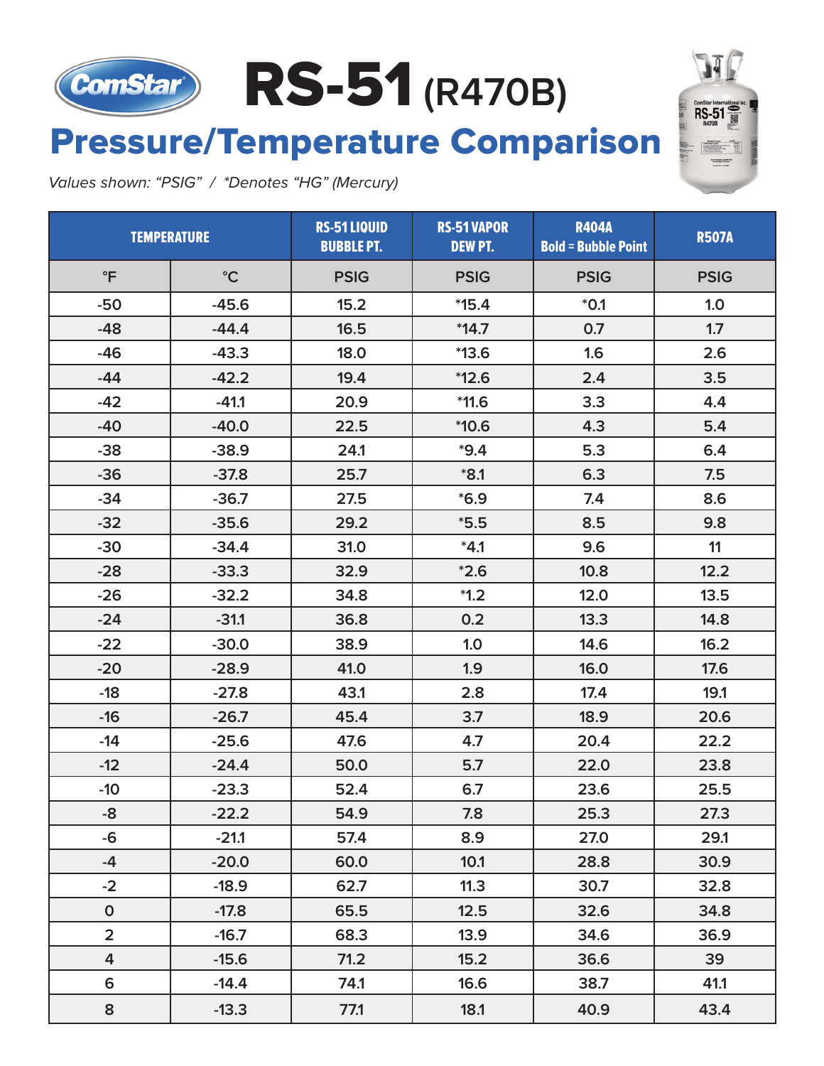# RS-51 (R470B)

## Pressure/Temperature Comparison

*Values shown: "PSIG" / *Denotes "HG" (Mercury)*

| TEMPERATURE | | RS-51 LIQUID BUBBLE PT. | RS-51 VAPOR DEW PT. | R404A Bold = Bubble Point | R507A |
|---|---|---|---|---|---|
| °F | °C | PSIG | PSIG | PSIG | PSIG |
| -50 | -45.6 | 15.2 | *15.4 | *0.1 | 1.0 |
| -48 | -44.4 | 16.5 | *14.7 | 0.7 | 1.7 |
| -46 | -43.3 | 18.0 | *13.6 | 1.6 | 2.6 |
| -44 | -42.2 | 19.4 | *12.6 | 2.4 | 3.5 |
| -42 | -41.1 | 20.9 | *11.6 | 3.3 | 4.4 |
| -40 | -40.0 | 22.5 | *10.6 | 4.3 | 5.4 |
| -38 | -38.9 | 24.1 | *9.4 | 5.3 | 6.4 |
| -36 | -37.8 | 25.7 | *8.1 | 6.3 | 7.5 |
| -34 | -36.7 | 27.5 | *6.9 | 7.4 | 8.6 |
| -32 | -35.6 | 29.2 | *5.5 | 8.5 | 9.8 |
| -30 | -34.4 | 31.0 | *4.1 | 9.6 | 11 |
| -28 | -33.3 | 32.9 | *2.6 | 10.8 | 12.2 |
| -26 | -32.2 | 34.8 | *1.2 | 12.0 | 13.5 |
| -24 | -31.1 | 36.8 | 0.2 | 13.3 | 14.8 |
| -22 | -30.0 | 38.9 | 1.0 | 14.6 | 16.2 |
| -20 | -28.9 | 41.0 | 1.9 | 16.0 | 17.6 |
| -18 | -27.8 | 43.1 | 2.8 | 17.4 | 19.1 |
| -16 | -26.7 | 45.4 | 3.7 | 18.9 | 20.6 |
| -14 | -25.6 | 47.6 | 4.7 | 20.4 | 22.2 |
| -12 | -24.4 | 50.0 | 5.7 | 22.0 | 23.8 |
| -10 | -23.3 | 52.4 | 6.7 | 23.6 | 25.5 |
| -8 | -22.2 | 54.9 | 7.8 | 25.3 | 27.3 |
| -6 | -21.1 | 57.4 | 8.9 | 27.0 | 29.1 |
| -4 | -20.0 | 60.0 | 10.1 | 28.8 | 30.9 |
| -2 | -18.9 | 62.7 | 11.3 | 30.7 | 32.8 |
| 0 | -17.8 | 65.5 | 12.5 | 32.6 | 34.8 |
| 2 | -16.7 | 68.3 | 13.9 | 34.6 | 36.9 |
| 4 | -15.6 | 71.2 | 15.2 | 36.6 | 39 |
| 6 | -14.4 | 74.1 | 16.6 | 38.7 | 41.1 |
| 8 | -13.3 | 77.1 | 18.1 | 40.9 | 43.4 |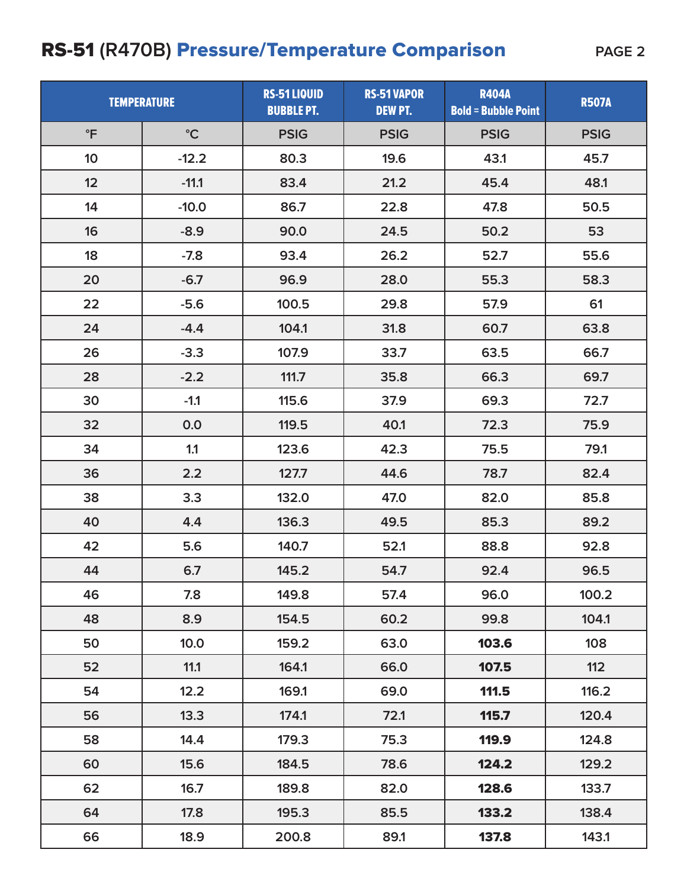# **RS-51** (R470B) Pressure/Temperature Comparison

| TEMPERATURE | | RS-51 LIQUID BUBBLE PT. | RS-51 VAPOR DEW PT. | R404A Bold = Bubble Point | R507A |
|---|---|---|---|---|---|
| °F | °C | PSIG | PSIG | PSIG | PSIG |
| 10 | -12.2 | 80.3 | 19.6 | 43.1 | 45.7 |
| 12 | -11.1 | 83.4 | 21.2 | 45.4 | 48.1 |
| 14 | -10.0 | 86.7 | 22.8 | 47.8 | 50.5 |
| 16 | -8.9 | 90.0 | 24.5 | 50.2 | 53 |
| 18 | -7.8 | 93.4 | 26.2 | 52.7 | 55.6 |
| 20 | -6.7 | 96.9 | 28.0 | 55.3 | 58.3 |
| 22 | -5.6 | 100.5 | 29.8 | 57.9 | 61 |
| 24 | -4.4 | 104.1 | 31.8 | 60.7 | 63.8 |
| 26 | -3.3 | 107.9 | 33.7 | 63.5 | 66.7 |
| 28 | -2.2 | 111.7 | 35.8 | 66.3 | 69.7 |
| 30 | -1.1 | 115.6 | 37.9 | 69.3 | 72.7 |
| 32 | 0.0 | 119.5 | 40.1 | 72.3 | 75.9 |
| 34 | 1.1 | 123.6 | 42.3 | 75.5 | 79.1 |
| 36 | 2.2 | 127.7 | 44.6 | 78.7 | 82.4 |
| 38 | 3.3 | 132.0 | 47.0 | 82.0 | 85.8 |
| 40 | 4.4 | 136.3 | 49.5 | 85.3 | 89.2 |
| 42 | 5.6 | 140.7 | 52.1 | 88.8 | 92.8 |
| 44 | 6.7 | 145.2 | 54.7 | 92.4 | 96.5 |
| 46 | 7.8 | 149.8 | 57.4 | 96.0 | 100.2 |
| 48 | 8.9 | 154.5 | 60.2 | 99.8 | 104.1 |
| 50 | 10.0 | 159.2 | 63.0 | **103.6** | 108 |
| 52 | 11.1 | 164.1 | 66.0 | **107.5** | 112 |
| 54 | 12.2 | 169.1 | 69.0 | **111.5** | 116.2 |
| 56 | 13.3 | 174.1 | 72.1 | **115.7** | 120.4 |
| 58 | 14.4 | 179.3 | 75.3 | **119.9** | 124.8 |
| 60 | 15.6 | 184.5 | 78.6 | **124.2** | 129.2 |
| 62 | 16.7 | 189.8 | 82.0 | **128.6** | 133.7 |
| 64 | 17.8 | 195.3 | 85.5 | **133.2** | 138.4 |
| 66 | 18.9 | 200.8 | 89.1 | **137.8** | 143.1 |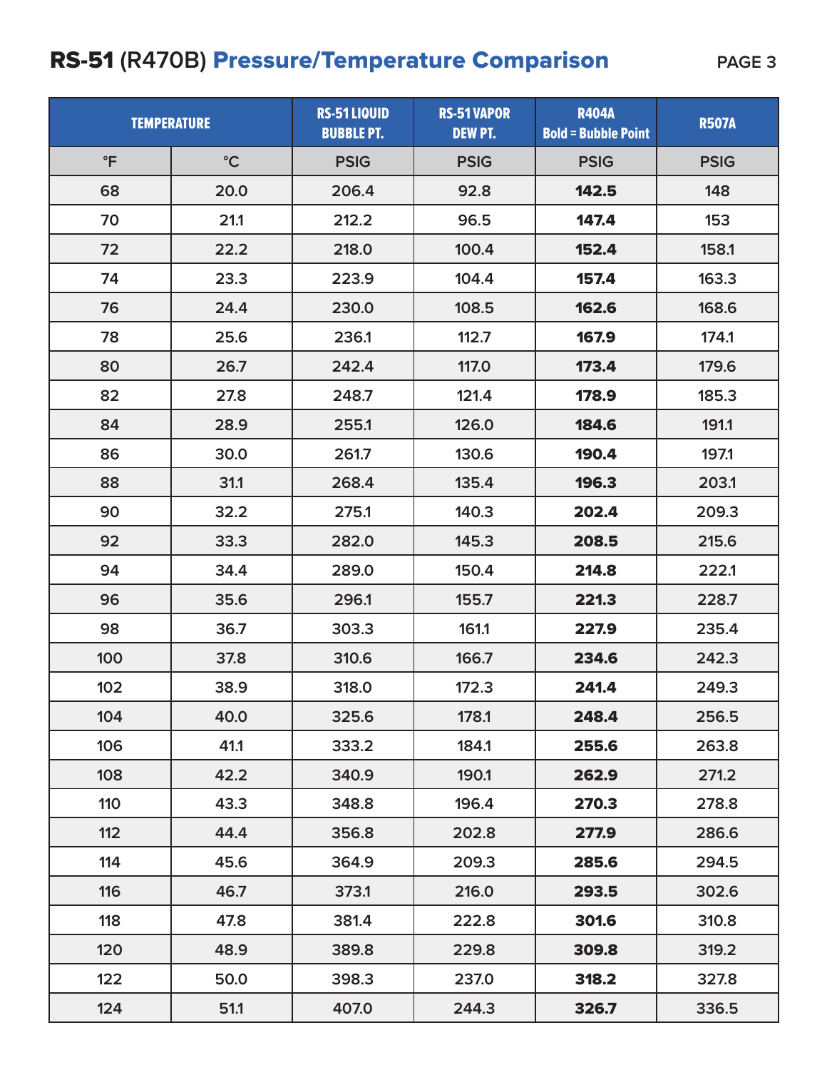# **RS-51** (R470B) Pressure/Temperature Comparison

| TEMPERATURE | | RS-51 LIQUID BUBBLE PT. | RS-51 VAPOR DEW PT. | R404A Bold = Bubble Point | R507A |
|---|---|---|---|---|---|
| °F | °C | PSIG | PSIG | PSIG | PSIG |
| 68 | 20.0 | 206.4 | 92.8 | **142.5** | 148 |
| 70 | 21.1 | 212.2 | 96.5 | **147.4** | 153 |
| 72 | 22.2 | 218.0 | 100.4 | **152.4** | 158.1 |
| 74 | 23.3 | 223.9 | 104.4 | **157.4** | 163.3 |
| 76 | 24.4 | 230.0 | 108.5 | **162.6** | 168.6 |
| 78 | 25.6 | 236.1 | 112.7 | **167.9** | 174.1 |
| 80 | 26.7 | 242.4 | 117.0 | **173.4** | 179.6 |
| 82 | 27.8 | 248.7 | 121.4 | **178.9** | 185.3 |
| 84 | 28.9 | 255.1 | 126.0 | **184.6** | 191.1 |
| 86 | 30.0 | 261.7 | 130.6 | **190.4** | 197.1 |
| 88 | 31.1 | 268.4 | 135.4 | **196.3** | 203.1 |
| 90 | 32.2 | 275.1 | 140.3 | **202.4** | 209.3 |
| 92 | 33.3 | 282.0 | 145.3 | **208.5** | 215.6 |
| 94 | 34.4 | 289.0 | 150.4 | **214.8** | 222.1 |
| 96 | 35.6 | 296.1 | 155.7 | **221.3** | 228.7 |
| 98 | 36.7 | 303.3 | 161.1 | **227.9** | 235.4 |
| 100 | 37.8 | 310.6 | 166.7 | **234.6** | 242.3 |
| 102 | 38.9 | 318.0 | 172.3 | **241.4** | 249.3 |
| 104 | 40.0 | 325.6 | 178.1 | **248.4** | 256.5 |
| 106 | 41.1 | 333.2 | 184.1 | **255.6** | 263.8 |
| 108 | 42.2 | 340.9 | 190.1 | **262.9** | 271.2 |
| 110 | 43.3 | 348.8 | 196.4 | **270.3** | 278.8 |
| 112 | 44.4 | 356.8 | 202.8 | **277.9** | 286.6 |
| 114 | 45.6 | 364.9 | 209.3 | **285.6** | 294.5 |
| 116 | 46.7 | 373.1 | 216.0 | **293.5** | 302.6 |
| 118 | 47.8 | 381.4 | 222.8 | **301.6** | 310.8 |
| 120 | 48.9 | 389.8 | 229.8 | **309.8** | 319.2 |
| 122 | 50.0 | 398.3 | 237.0 | **318.2** | 327.8 |
| 124 | 51.1 | 407.0 | 244.3 | **326.7** | 336.5 |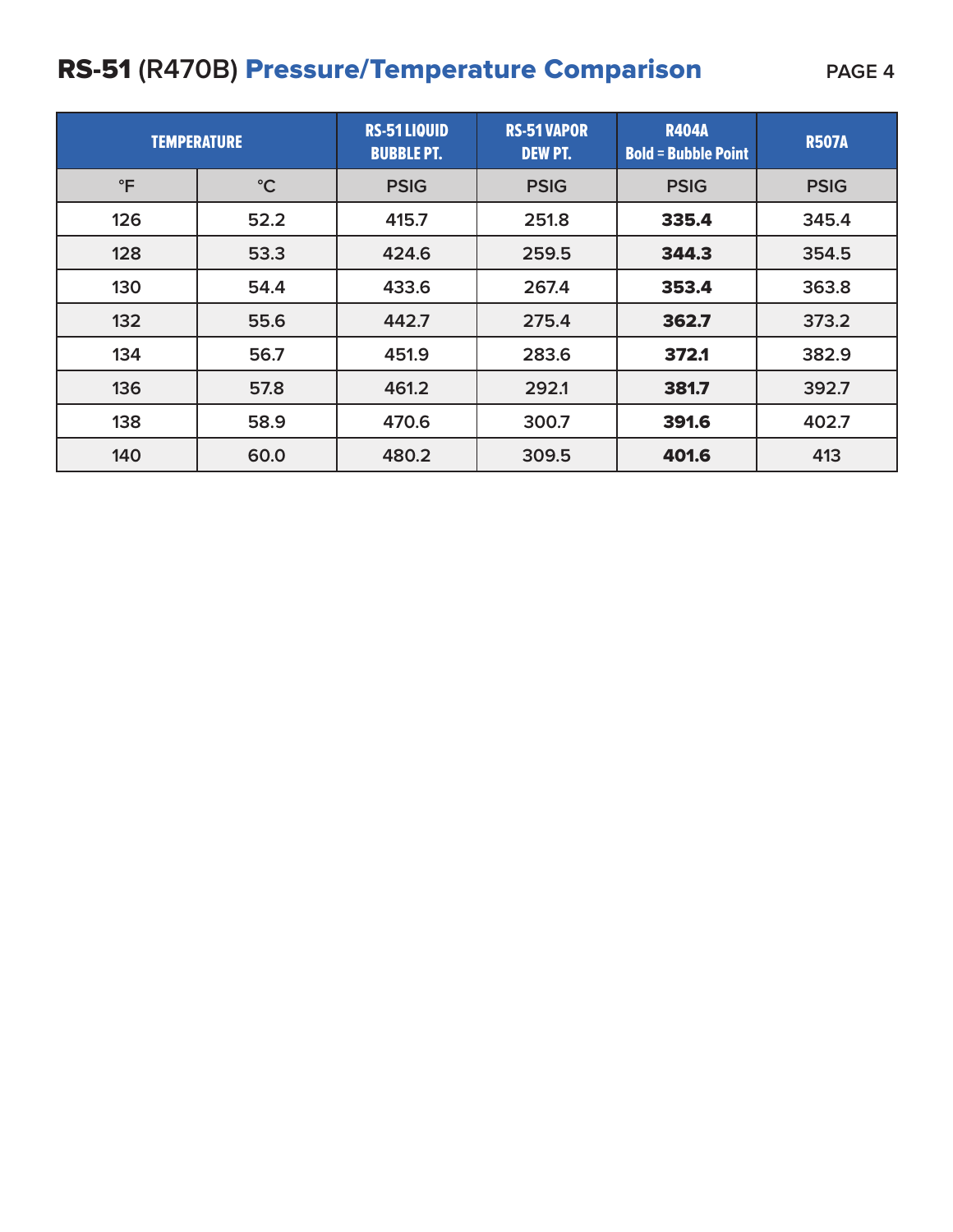# **RS-51** (R470B) Pressure/Temperature Comparison

| TEMPERATURE | | RS-51 LIQUID BUBBLE PT. | RS-51 VAPOR DEW PT. | R404A Bold = Bubble Point | R507A |
|---|---|---|---|---|---|
| °F | °C | PSIG | PSIG | PSIG | PSIG |
| 126 | 52.2 | 415.7 | 251.8 | **335.4** | 345.4 |
| 128 | 53.3 | 424.6 | 259.5 | **344.3** | 354.5 |
| 130 | 54.4 | 433.6 | 267.4 | **353.4** | 363.8 |
| 132 | 55.6 | 442.7 | 275.4 | **362.7** | 373.2 |
| 134 | 56.7 | 451.9 | 283.6 | **372.1** | 382.9 |
| 136 | 57.8 | 461.2 | 292.1 | **381.7** | 392.7 |
| 138 | 58.9 | 470.6 | 300.7 | **391.6** | 402.7 |
| 140 | 60.0 | 480.2 | 309.5 | **401.6** | 413 |